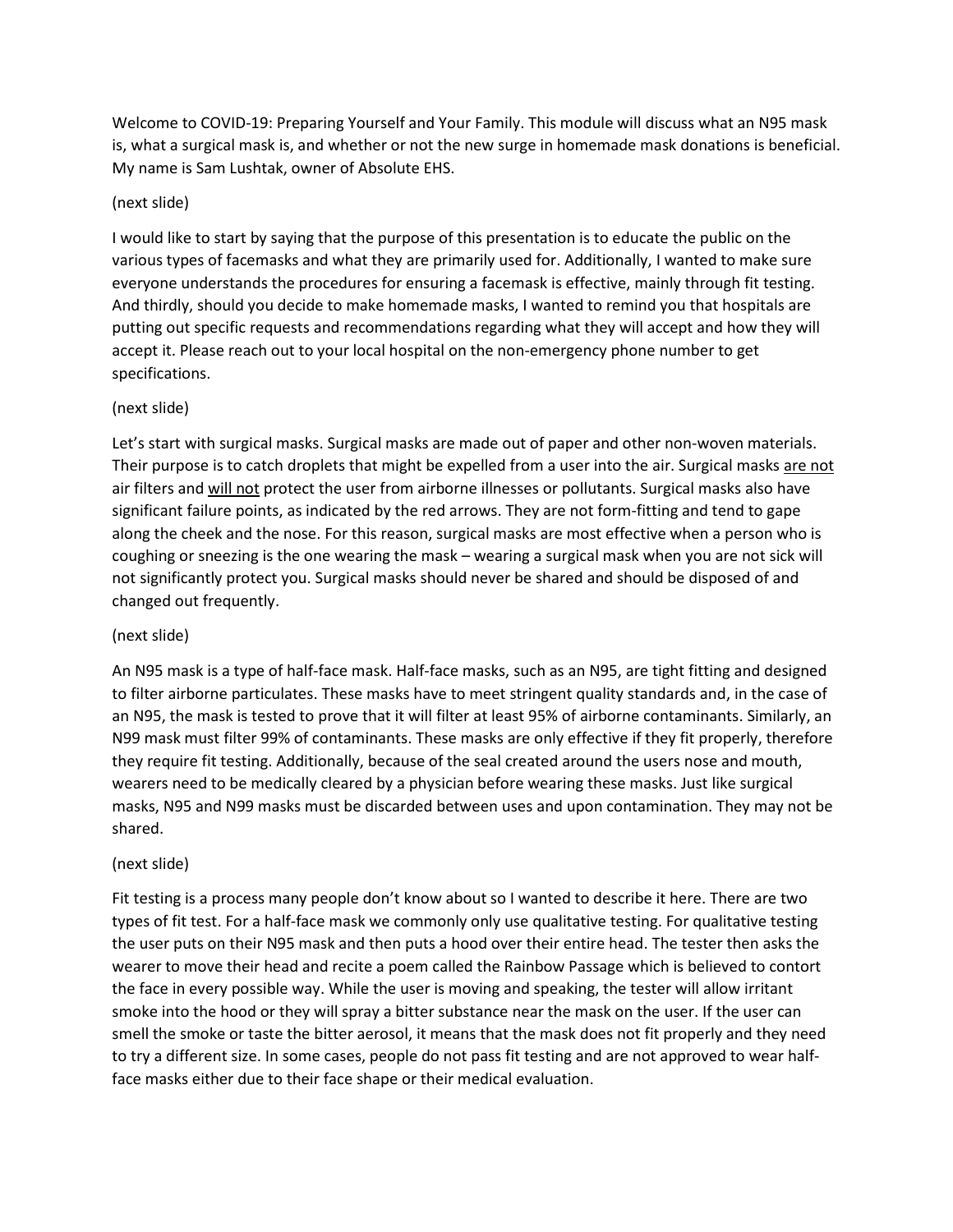Welcome to COVID-19: Preparing Yourself and Your Family. This module will discuss what an N95 mask is, what a surgical mask is, and whether or not the new surge in homemade mask donations is beneficial. My name is Sam Lushtak, owner of Absolute EHS.

(next slide)

I would like to start by saying that the purpose of this presentation is to educate the public on the various types of facemasks and what they are primarily used for. Additionally, I wanted to make sure everyone understands the procedures for ensuring a facemask is effective, mainly through fit testing. And thirdly, should you decide to make homemade masks, I wanted to remind you that hospitals are putting out specific requests and recommendations regarding what they will accept and how they will accept it. Please reach out to your local hospital on the non-emergency phone number to get specifications.

(next slide)

Let's start with surgical masks. Surgical masks are made out of paper and other non-woven materials. Their purpose is to catch droplets that might be expelled from a user into the air. Surgical masks <u>are not</u> air filters and <u>will not</u> protect the user from airborne illnesses or pollutants. Surgical masks also have significant failure points, as indicated by the red arrows. They are not form-fitting and tend to gape along the cheek and the nose. For this reason, surgical masks are most effective when a person who is coughing or sneezing is the one wearing the mask – wearing a surgical mask when you are not sick will not significantly protect you. Surgical masks should never be shared and should be disposed of and changed out frequently.

(next slide)

An N95 mask is a type of half-face mask. Half-face masks, such as an N95, are tight fitting and designed to filter airborne particulates. These masks have to meet stringent quality standards and, in the case of an N95, the mask is tested to prove that it will filter at least 95% of airborne contaminants. Similarly, an N99 mask must filter 99% of contaminants. These masks are only effective if they fit properly, therefore they require fit testing. Additionally, because of the seal created around the users nose and mouth, wearers need to be medically cleared by a physician before wearing these masks. Just like surgical masks, N95 and N99 masks must be discarded between uses and upon contamination. They may not be shared.

(next slide)

Fit testing is a process many people don't know about so I wanted to describe it here. There are two types of fit test. For a half-face mask we commonly only use qualitative testing. For qualitative testing the user puts on their N95 mask and then puts a hood over their entire head. The tester then asks the wearer to move their head and recite a poem called the Rainbow Passage which is believed to contort the face in every possible way. While the user is moving and speaking, the tester will allow irritant smoke into the hood or they will spray a bitter substance near the mask on the user. If the user can smell the smoke or taste the bitter aerosol, it means that the mask does not fit properly and they need to try a different size. In some cases, people do not pass fit testing and are not approved to wear half-face masks either due to their face shape or their medical evaluation.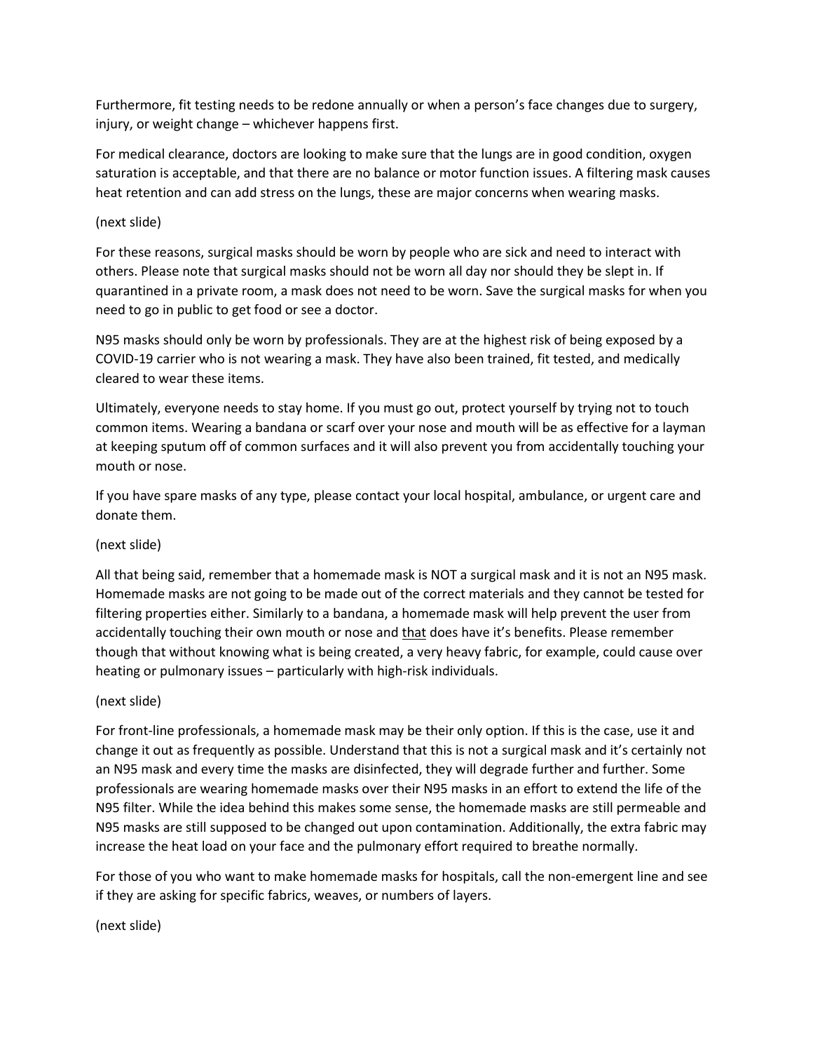Furthermore, fit testing needs to be redone annually or when a person's face changes due to surgery, injury, or weight change – whichever happens first.

For medical clearance, doctors are looking to make sure that the lungs are in good condition, oxygen saturation is acceptable, and that there are no balance or motor function issues. A filtering mask causes heat retention and can add stress on the lungs, these are major concerns when wearing masks.

(next slide)

For these reasons, surgical masks should be worn by people who are sick and need to interact with others. Please note that surgical masks should not be worn all day nor should they be slept in. If quarantined in a private room, a mask does not need to be worn. Save the surgical masks for when you need to go in public to get food or see a doctor.

N95 masks should only be worn by professionals. They are at the highest risk of being exposed by a COVID-19 carrier who is not wearing a mask. They have also been trained, fit tested, and medically cleared to wear these items.

Ultimately, everyone needs to stay home. If you must go out, protect yourself by trying not to touch common items. Wearing a bandana or scarf over your nose and mouth will be as effective for a layman at keeping sputum off of common surfaces and it will also prevent you from accidentally touching your mouth or nose.

If you have spare masks of any type, please contact your local hospital, ambulance, or urgent care and donate them.

(next slide)

All that being said, remember that a homemade mask is NOT a surgical mask and it is not an N95 mask. Homemade masks are not going to be made out of the correct materials and they cannot be tested for filtering properties either. Similarly to a bandana, a homemade mask will help prevent the user from accidentally touching their own mouth or nose and <u>that</u> does have it's benefits. Please remember though that without knowing what is being created, a very heavy fabric, for example, could cause over heating or pulmonary issues – particularly with high-risk individuals.

(next slide)

For front-line professionals, a homemade mask may be their only option. If this is the case, use it and change it out as frequently as possible. Understand that this is not a surgical mask and it's certainly not an N95 mask and every time the masks are disinfected, they will degrade further and further. Some professionals are wearing homemade masks over their N95 masks in an effort to extend the life of the N95 filter. While the idea behind this makes some sense, the homemade masks are still permeable and N95 masks are still supposed to be changed out upon contamination. Additionally, the extra fabric may increase the heat load on your face and the pulmonary effort required to breathe normally.

For those of you who want to make homemade masks for hospitals, call the non-emergent line and see if they are asking for specific fabrics, weaves, or numbers of layers.

(next slide)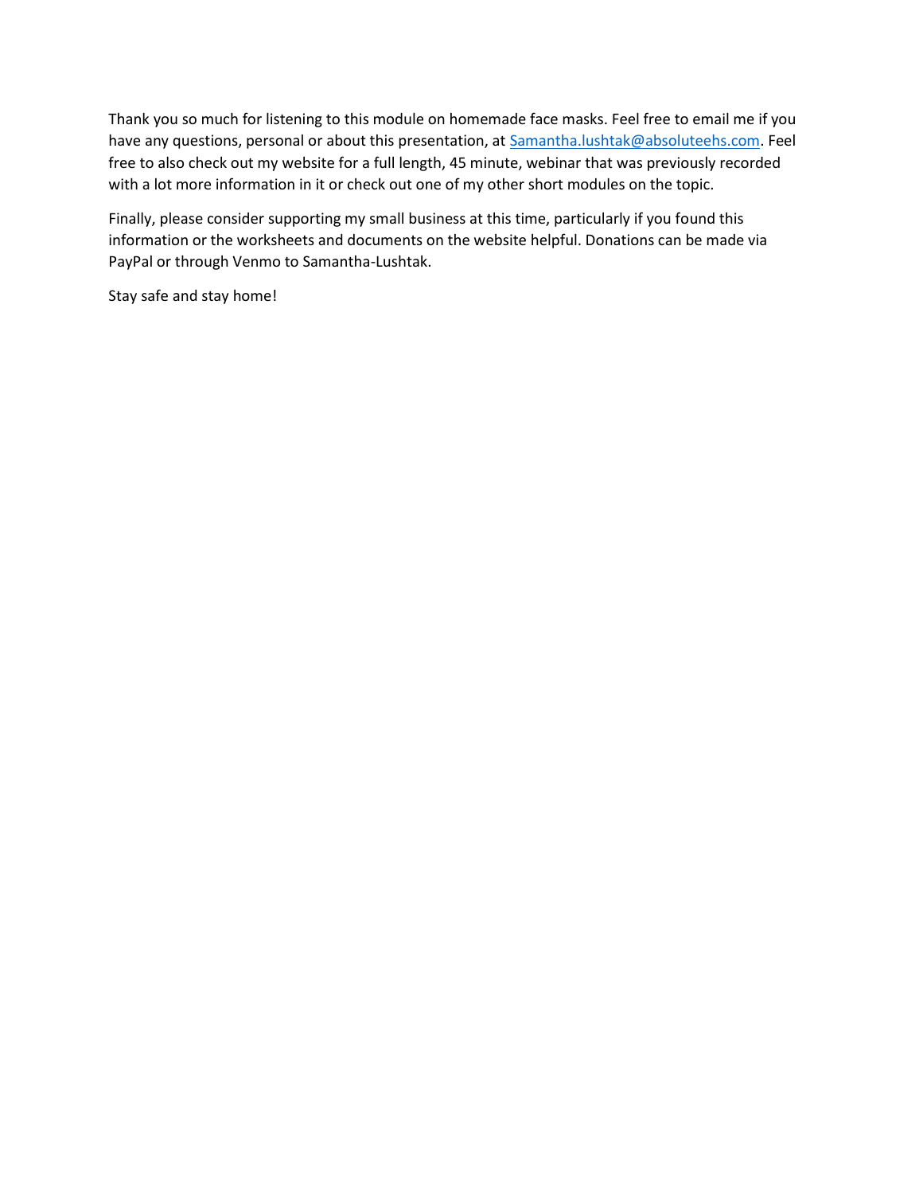Thank you so much for listening to this module on homemade face masks. Feel free to email me if you have any questions, personal or about this presentation, at [Samantha.lushtak@absoluteehs.com](mailto:Samantha.lushtak@absoluteehs.com). Feel free to also check out my website for a full length, 45 minute, webinar that was previously recorded with a lot more information in it or check out one of my other short modules on the topic.

Finally, please consider supporting my small business at this time, particularly if you found this information or the worksheets and documents on the website helpful. Donations can be made via PayPal or through Venmo to Samantha-Lushtak.

Stay safe and stay home!